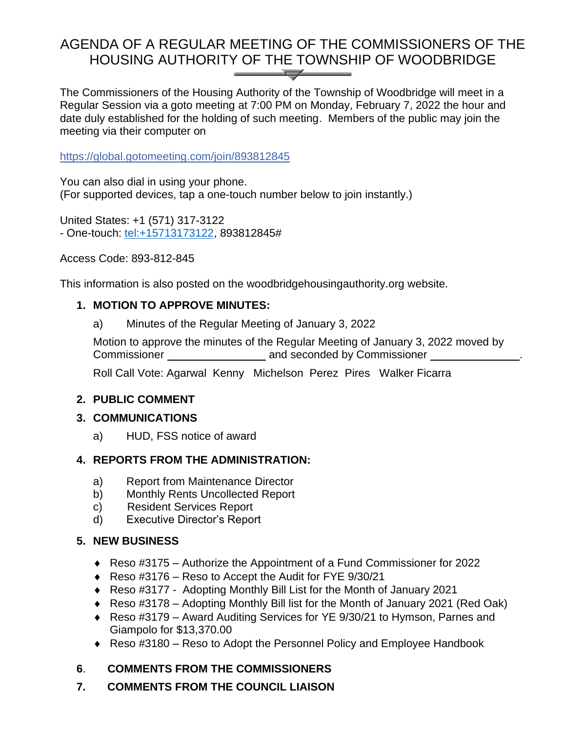# AGENDA OF A REGULAR MEETING OF THE COMMISSIONERS OF THE HOUSING AUTHORITY OF THE TOWNSHIP OF WOODBRIDGE

The Commissioners of the Housing Authority of the Township of Woodbridge will meet in a Regular Session via a goto meeting at 7:00 PM on Monday, February 7, 2022 the hour and date duly established for the holding of such meeting. Members of the public may join the meeting via their computer on

https://global.gotomeeting.com/join/893812845

You can also dial in using your phone.
(For supported devices, tap a one-touch number below to join instantly.)

United States: +1 (571) 317-3122
- One-touch: tel:+15713173122, 893812845#

Access Code: 893-812-845

This information is also posted on the woodbridgehousingauthority.org website.

1. **MOTION TO APPROVE MINUTES:**

   a) Minutes of the Regular Meeting of January 3, 2022

   Motion to approve the minutes of the Regular Meeting of January 3, 2022 moved by Commissioner ________________ and seconded by Commissioner ______________.

   Roll Call Vote: Agarwal Kenny Michelson Perez Pires Walker Ficarra

2. **PUBLIC COMMENT**

3. **COMMUNICATIONS**

   a) HUD, FSS notice of award

4. **REPORTS FROM THE ADMINISTRATION:**

   a) Report from Maintenance Director
   b) Monthly Rents Uncollected Report
   c) Resident Services Report
   d) Executive Director's Report

5. **NEW BUSINESS**

   - Reso #3175 – Authorize the Appointment of a Fund Commissioner for 2022
   - Reso #3176 – Reso to Accept the Audit for FYE 9/30/21
   - Reso #3177 - Adopting Monthly Bill List for the Month of January 2021
   - Reso #3178 – Adopting Monthly Bill list for the Month of January 2021 (Red Oak)
   - Reso #3179 – Award Auditing Services for YE 9/30/21 to Hymson, Parnes and Giampolo for $13,370.00
   - Reso #3180 – Reso to Adopt the Personnel Policy and Employee Handbook

6. **COMMENTS FROM THE COMMISSIONERS**

7. **COMMENTS FROM THE COUNCIL LIAISON**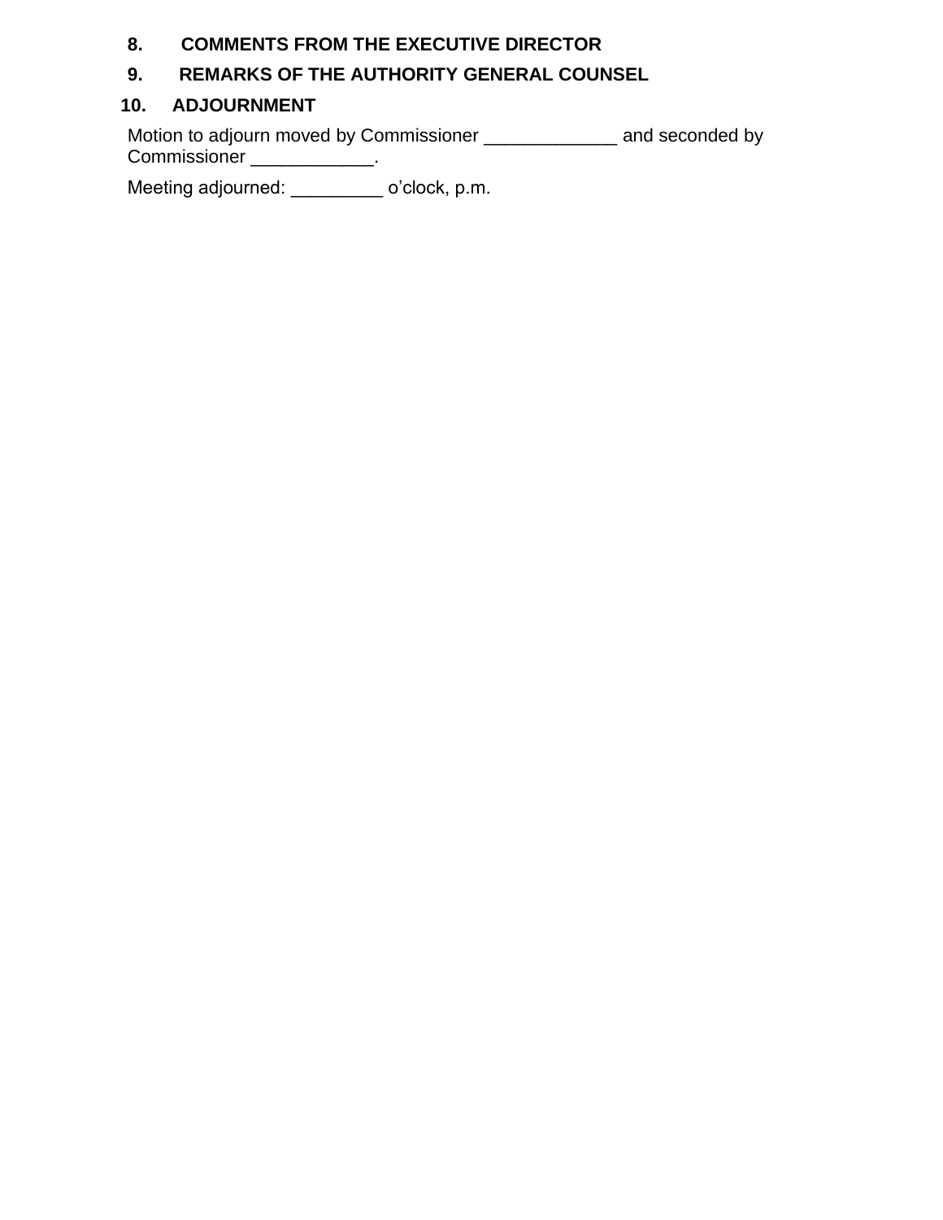**8. COMMENTS FROM THE EXECUTIVE DIRECTOR**

**9. REMARKS OF THE AUTHORITY GENERAL COUNSEL**

**10. ADJOURNMENT**

Motion to adjourn moved by Commissioner _____________ and seconded by Commissioner ____________.

Meeting adjourned: _________ o'clock, p.m.